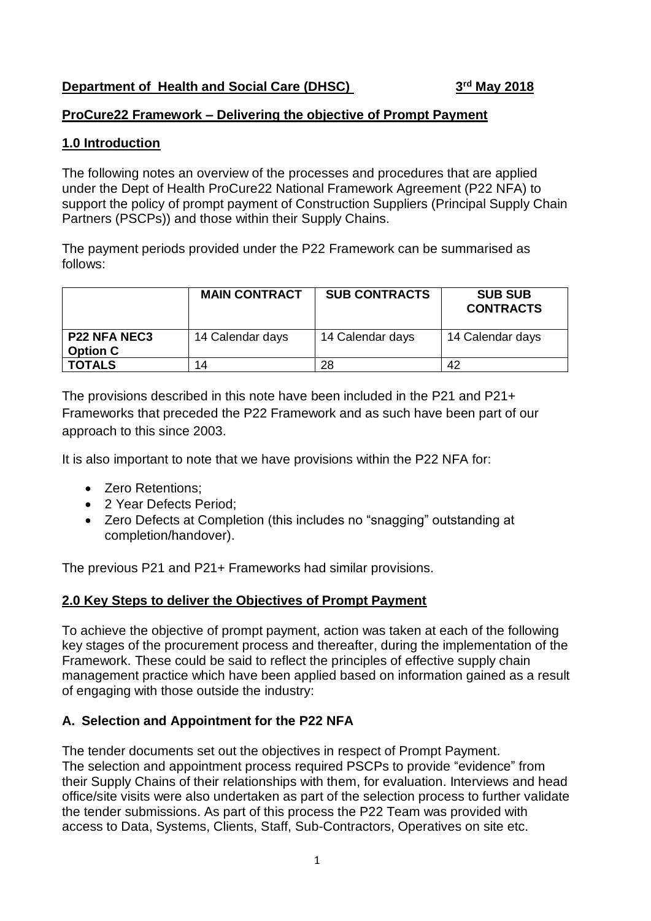**Department of Health and Social Care (DHSC)** **3rd May 2018**

## ProCure22 Framework – Delivering the objective of Prompt Payment

## 1.0 Introduction

The following notes an overview of the processes and procedures that are applied under the Dept of Health ProCure22 National Framework Agreement (P22 NFA) to support the policy of prompt payment of Construction Suppliers (Principal Supply Chain Partners (PSCPs)) and those within their Supply Chains.

The payment periods provided under the P22 Framework can be summarised as follows:

| | MAIN CONTRACT | SUB CONTRACTS | SUB SUB CONTRACTS |
|---|---|---|---|
| **P22 NFA NEC3 Option C** | 14 Calendar days | 14 Calendar days | 14 Calendar days |
| **TOTALS** | 14 | 28 | 42 |

The provisions described in this note have been included in the P21 and P21+ Frameworks that preceded the P22 Framework and as such have been part of our approach to this since 2003.

It is also important to note that we have provisions within the P22 NFA for:

- Zero Retentions;
- 2 Year Defects Period;
- Zero Defects at Completion (this includes no "snagging" outstanding at completion/handover).

The previous P21 and P21+ Frameworks had similar provisions.

## 2.0 Key Steps to deliver the Objectives of Prompt Payment

To achieve the objective of prompt payment, action was taken at each of the following key stages of the procurement process and thereafter, during the implementation of the Framework. These could be said to reflect the principles of effective supply chain management practice which have been applied based on information gained as a result of engaging with those outside the industry:

### A. Selection and Appointment for the P22 NFA

The tender documents set out the objectives in respect of Prompt Payment. The selection and appointment process required PSCPs to provide "evidence" from their Supply Chains of their relationships with them, for evaluation. Interviews and head office/site visits were also undertaken as part of the selection process to further validate the tender submissions. As part of this process the P22 Team was provided with access to Data, Systems, Clients, Staff, Sub-Contractors, Operatives on site etc.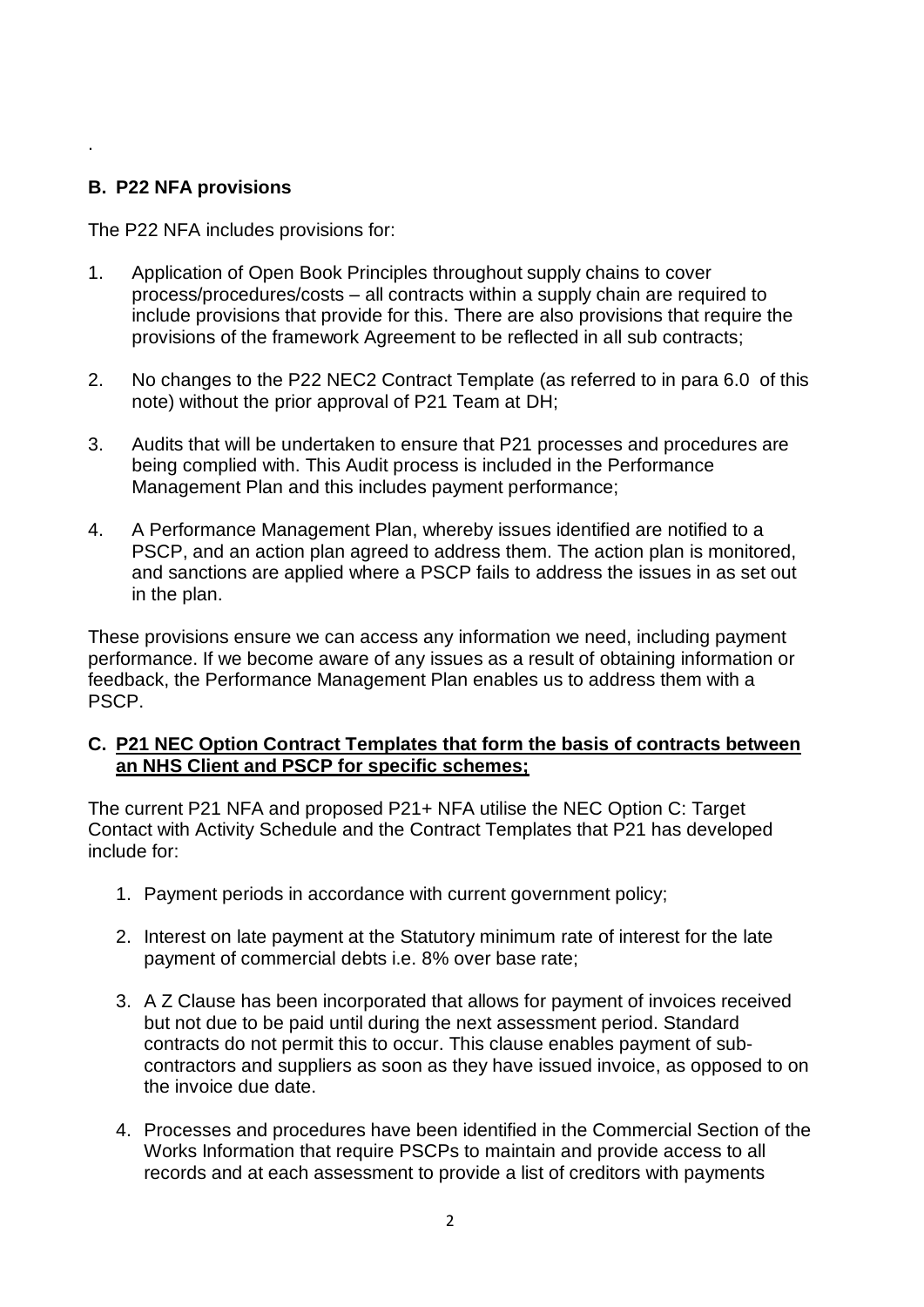.

## B. P22 NFA provisions

The P22 NFA includes provisions for:

1. Application of Open Book Principles throughout supply chains to cover process/procedures/costs – all contracts within a supply chain are required to include provisions that provide for this. There are also provisions that require the provisions of the framework Agreement to be reflected in all sub contracts;

2. No changes to the P22 NEC2 Contract Template (as referred to in para 6.0 of this note) without the prior approval of P21 Team at DH;

3. Audits that will be undertaken to ensure that P21 processes and procedures are being complied with. This Audit process is included in the Performance Management Plan and this includes payment performance;

4. A Performance Management Plan, whereby issues identified are notified to a PSCP, and an action plan agreed to address them. The action plan is monitored, and sanctions are applied where a PSCP fails to address the issues in as set out in the plan.

These provisions ensure we can access any information we need, including payment performance. If we become aware of any issues as a result of obtaining information or feedback, the Performance Management Plan enables us to address them with a PSCP.

## C. <u>P21 NEC Option Contract Templates that form the basis of contracts between an NHS Client and PSCP for specific schemes;</u>

The current P21 NFA and proposed P21+ NFA utilise the NEC Option C: Target Contact with Activity Schedule and the Contract Templates that P21 has developed include for:

1. Payment periods in accordance with current government policy;

2. Interest on late payment at the Statutory minimum rate of interest for the late payment of commercial debts i.e. 8% over base rate;

3. A Z Clause has been incorporated that allows for payment of invoices received but not due to be paid until during the next assessment period. Standard contracts do not permit this to occur. This clause enables payment of sub-contractors and suppliers as soon as they have issued invoice, as opposed to on the invoice due date.

4. Processes and procedures have been identified in the Commercial Section of the Works Information that require PSCPs to maintain and provide access to all records and at each assessment to provide a list of creditors with payments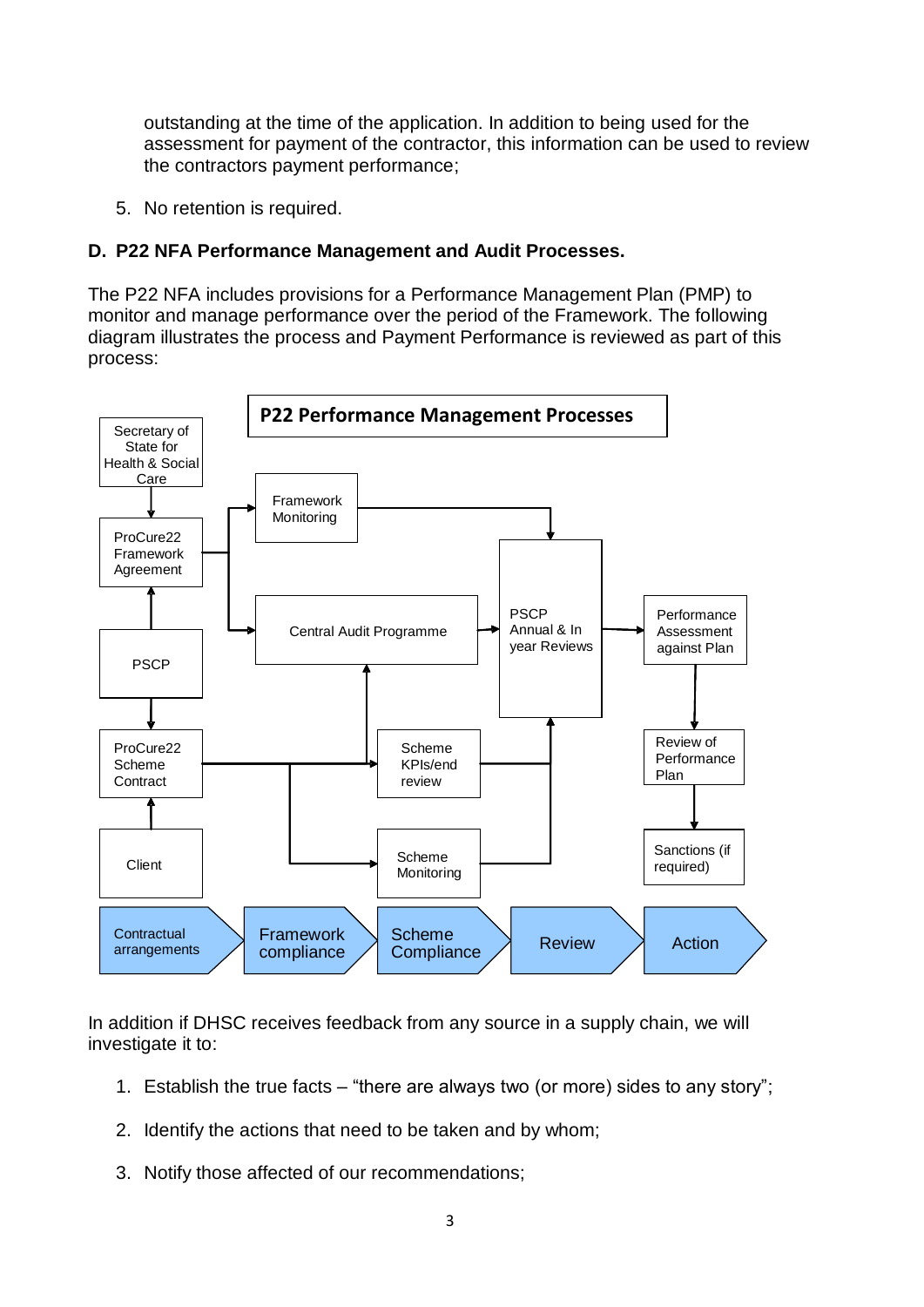outstanding at the time of the application. In addition to being used for the assessment for payment of the contractor, this information can be used to review the contractors payment performance;

5. No retention is required.

### D. P22 NFA Performance Management and Audit Processes.

The P22 NFA includes provisions for a Performance Management Plan (PMP) to monitor and manage performance over the period of the Framework. The following diagram illustrates the process and Payment Performance is reviewed as part of this process:

**P22 Performance Management Processes**

Secretary of State for Health & Social Care

ProCure22 Framework Agreement

PSCP

ProCure22 Scheme Contract

Client

Framework Monitoring

Central Audit Programme

Scheme KPIs/end review

Scheme Monitoring

PSCP Annual & In year Reviews

Performance Assessment against Plan

Review of Performance Plan

Sanctions (if required)

Contractual arrangements → Framework compliance → Scheme Compliance → Review → Action

In addition if DHSC receives feedback from any source in a supply chain, we will investigate it to:

1. Establish the true facts – “there are always two (or more) sides to any story”;
2. Identify the actions that need to be taken and by whom;
3. Notify those affected of our recommendations;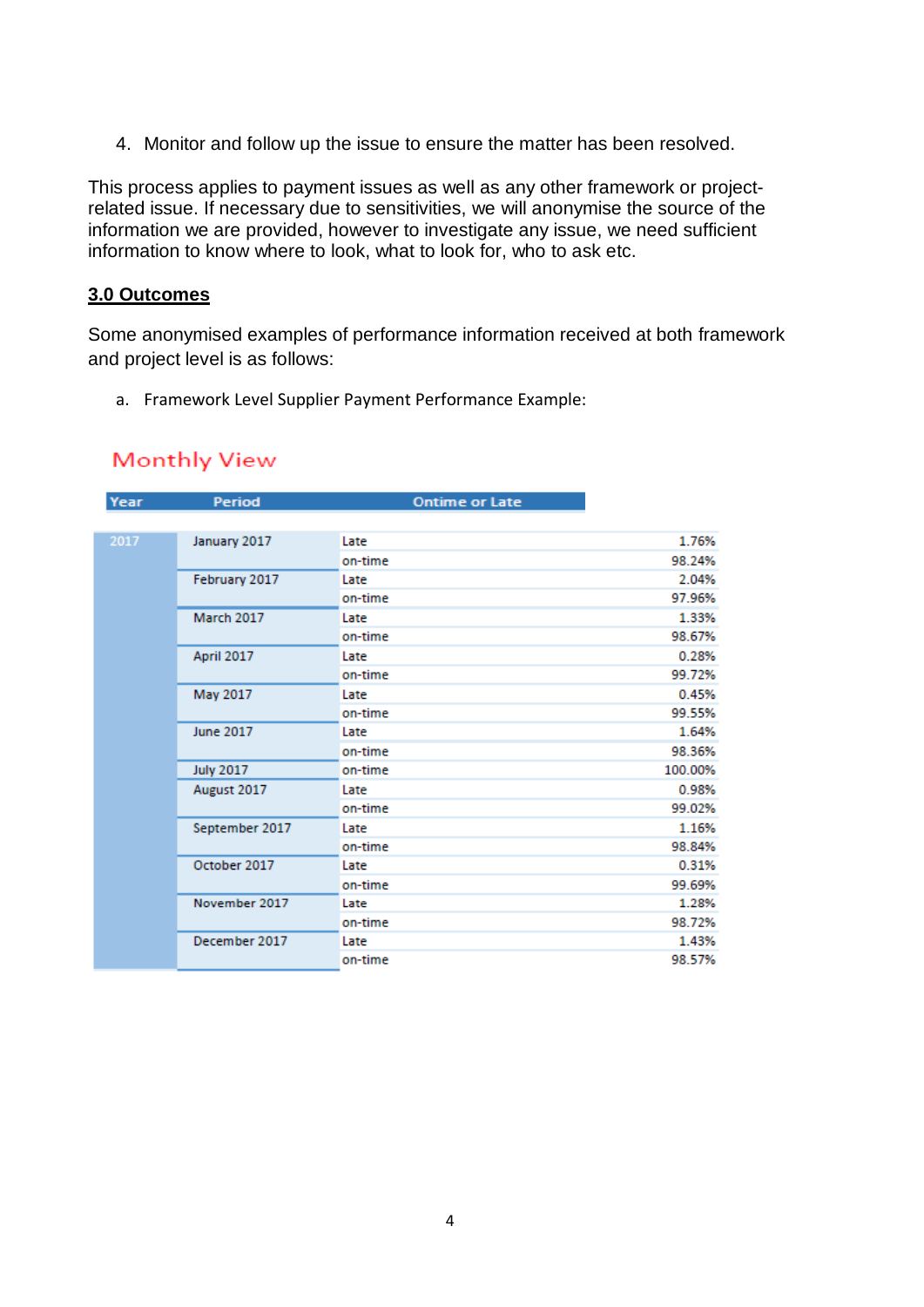4. Monitor and follow up the issue to ensure the matter has been resolved.

This process applies to payment issues as well as any other framework or project-related issue. If necessary due to sensitivities, we will anonymise the source of the information we are provided, however to investigate any issue, we need sufficient information to know where to look, what to look for, who to ask etc.

## 3.0 Outcomes

Some anonymised examples of performance information received at both framework and project level is as follows:

a. Framework Level Supplier Payment Performance Example:

### Monthly View

| Year | Period | Ontime or Late | |
|---|---|---|---|
| 2017 | January 2017 | Late | 1.76% |
| | | on-time | 98.24% |
| | February 2017 | Late | 2.04% |
| | | on-time | 97.96% |
| | March 2017 | Late | 1.33% |
| | | on-time | 98.67% |
| | April 2017 | Late | 0.28% |
| | | on-time | 99.72% |
| | May 2017 | Late | 0.45% |
| | | on-time | 99.55% |
| | June 2017 | Late | 1.64% |
| | | on-time | 98.36% |
| | July 2017 | on-time | 100.00% |
| | August 2017 | Late | 0.98% |
| | | on-time | 99.02% |
| | September 2017 | Late | 1.16% |
| | | on-time | 98.84% |
| | October 2017 | Late | 0.31% |
| | | on-time | 99.69% |
| | November 2017 | Late | 1.28% |
| | | on-time | 98.72% |
| | December 2017 | Late | 1.43% |
| | | on-time | 98.57% |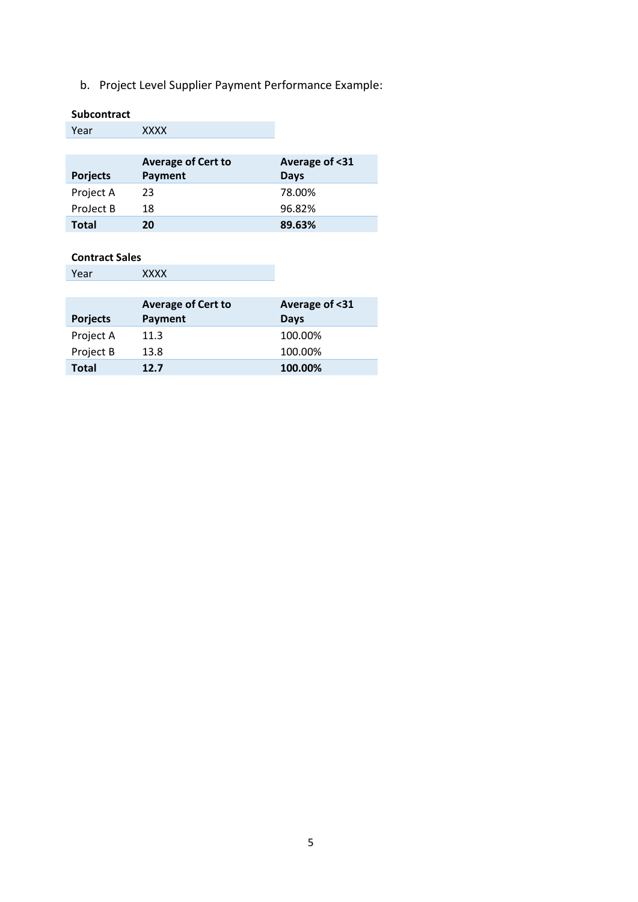b. Project Level Supplier Payment Performance Example:

**Subcontract**

| Year | XXXX |
|---|---|

| Porjects | Average of Cert to Payment | Average of <31 Days |
|---|---|---|
| Project A | 23 | 78.00% |
| ProJect B | 18 | 96.82% |
| **Total** | **20** | **89.63%** |

**Contract Sales**

| Year | XXXX |
|---|---|

| Porjects | Average of Cert to Payment | Average of <31 Days |
|---|---|---|
| Project A | 11.3 | 100.00% |
| Project B | 13.8 | 100.00% |
| **Total** | **12.7** | **100.00%** |